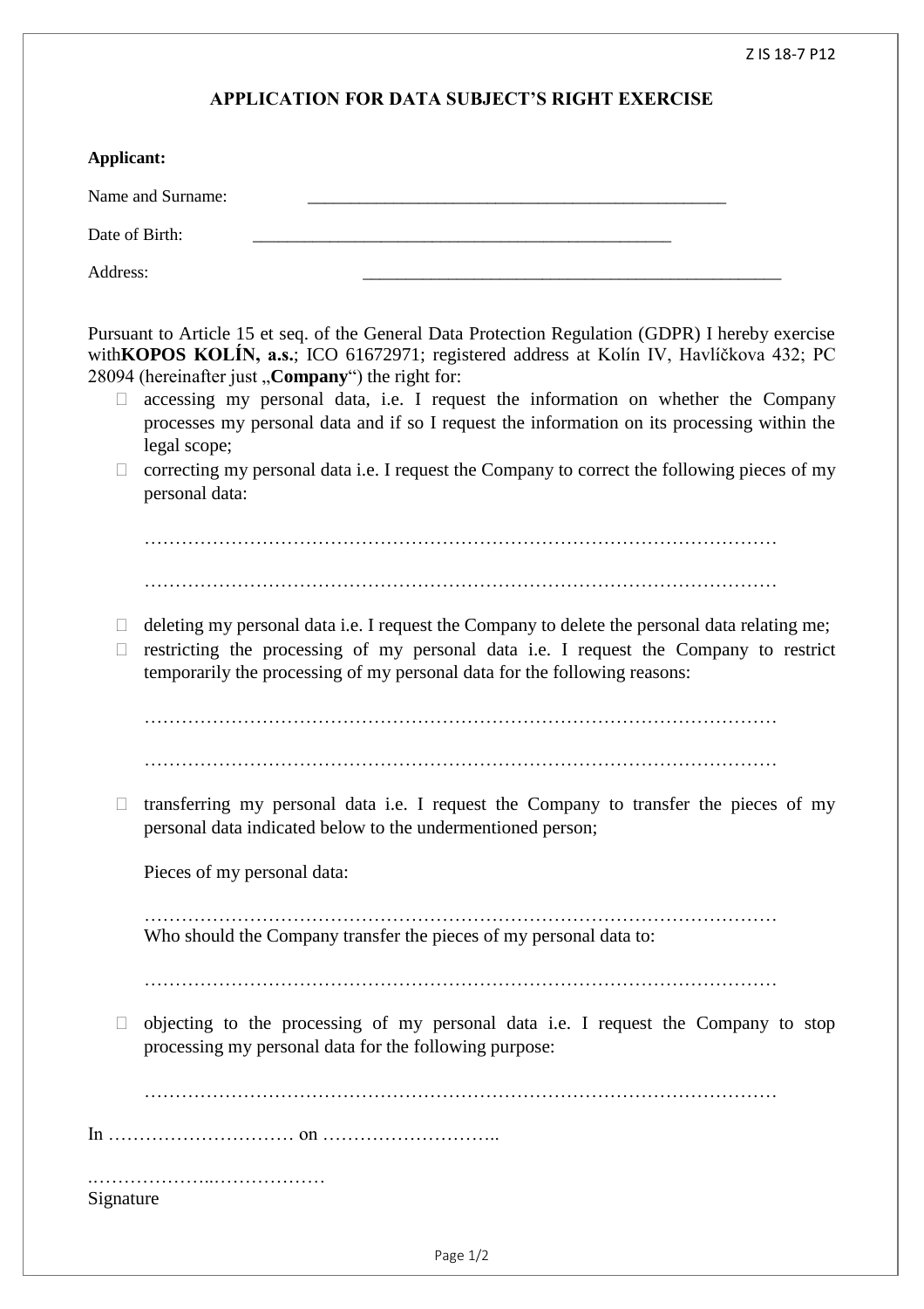# APPLICATION FOR DATA SUBJECT'S RIGHT EXERCISE

**Applicant:**

Name and Surname: ________________________________________________

Date of Birth: ________________________________________________

Address: ________________________________________________

Pursuant to Article 15 et seq. of the General Data Protection Regulation (GDPR) I hereby exercise with**KOPOS KOLÍN, a.s.**; ICO 61672971; registered address at Kolín IV, Havlíčkova 432; PC 28094 (hereinafter just „**Company**") the right for:

- ☐ accessing my personal data, i.e. I request the information on whether the Company processes my personal data and if so I request the information on its processing within the legal scope;
- ☐ correcting my personal data i.e. I request the Company to correct the following pieces of my personal data:

  …………………………………………………………………………………………

  …………………………………………………………………………………………

- ☐ deleting my personal data i.e. I request the Company to delete the personal data relating me;
- ☐ restricting the processing of my personal data i.e. I request the Company to restrict temporarily the processing of my personal data for the following reasons:

  …………………………………………………………………………………………

  …………………………………………………………………………………………

- ☐ transferring my personal data i.e. I request the Company to transfer the pieces of my personal data indicated below to the undermentioned person;

  Pieces of my personal data:

  …………………………………………………………………………………………

  Who should the Company transfer the pieces of my personal data to:

  …………………………………………………………………………………………

- ☐ objecting to the processing of my personal data i.e. I request the Company to stop processing my personal data for the following purpose:

  …………………………………………………………………………………………

In ………………………… on ………………………..

.………………..………………

Signature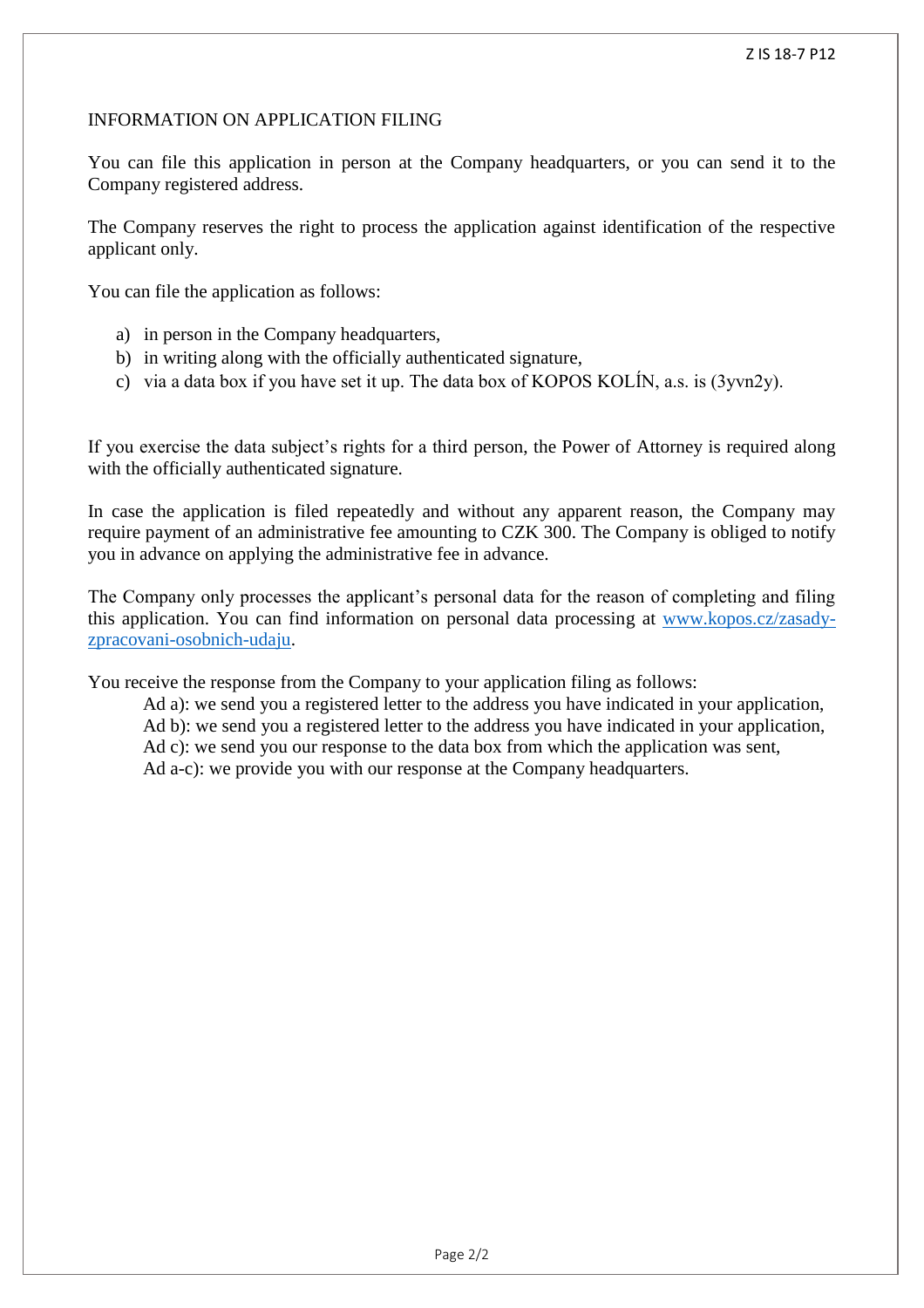## INFORMATION ON APPLICATION FILING

You can file this application in person at the Company headquarters, or you can send it to the Company registered address.

The Company reserves the right to process the application against identification of the respective applicant only.

You can file the application as follows:

a) in person in the Company headquarters,
b) in writing along with the officially authenticated signature,
c) via a data box if you have set it up. The data box of KOPOS KOLÍN, a.s. is (3yvn2y).

If you exercise the data subject's rights for a third person, the Power of Attorney is required along with the officially authenticated signature.

In case the application is filed repeatedly and without any apparent reason, the Company may require payment of an administrative fee amounting to CZK 300. The Company is obliged to notify you in advance on applying the administrative fee in advance.

The Company only processes the applicant's personal data for the reason of completing and filing this application. You can find information on personal data processing at [www.kopos.cz/zasady-zpracovani-osobnich-udaju](www.kopos.cz/zasady-zpracovani-osobnich-udaju).

You receive the response from the Company to your application filing as follows:

Ad a): we send you a registered letter to the address you have indicated in your application,
Ad b): we send you a registered letter to the address you have indicated in your application,
Ad c): we send you our response to the data box from which the application was sent,
Ad a-c): we provide you with our response at the Company headquarters.